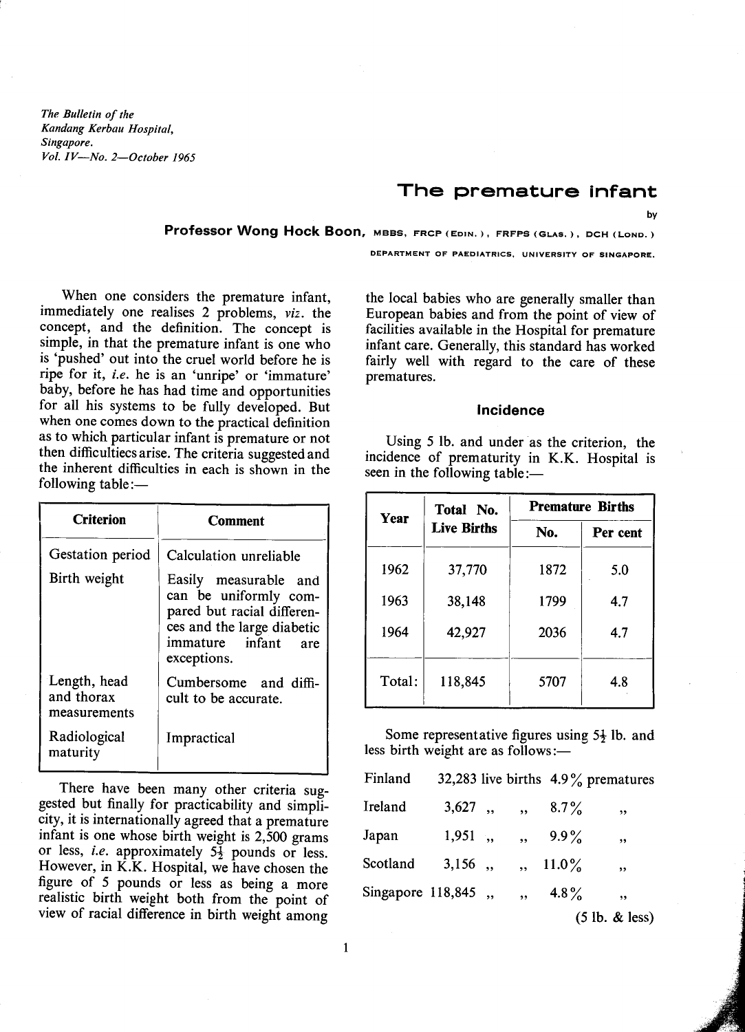*The Bulletin of the Kandang Kerbau Hospital, Singapore.*
*Vol. IV—No. 2—October 1965*

# The premature infant

by

**Professor Wong Hock Boon,** MBBS, FRCP (EDIN.), FRFPS (GLAS.), DCH (LOND.)

DEPARTMENT OF PAEDIATRICS, UNIVERSITY OF SINGAPORE.

When one considers the premature infant, immediately one realises 2 problems, *viz.* the concept, and the definition. The concept is simple, in that the premature infant is one who is 'pushed' out into the cruel world before he is ripe for it, *i.e.* he is an 'unripe' or 'immature' baby, before he has had time and opportunities for all his systems to be fully developed. But when one comes down to the practical definition as to which particular infant is premature or not then difficultiecs arise. The criteria suggested and the inherent difficulties in each is shown in the following table:—

| Criterion | Comment |
|---|---|
| Gestation period | Calculation unreliable |
| Birth weight | Easily measurable and can be uniformly compared but racial differences and the large diabetic immature infant are exceptions. |
| Length, head and thorax measurements | Cumbersome and difficult to be accurate. |
| Radiological maturity | Impractical |

There have been many other criteria suggested but finally for practicability and simplicity, it is internationally agreed that a premature infant is one whose birth weight is 2,500 grams or less, *i.e.* approximately 5½ pounds or less. However, in K.K. Hospital, we have chosen the figure of 5 pounds or less as being a more realistic birth weight both from the point of view of racial difference in birth weight among the local babies who are generally smaller than European babies and from the point of view of facilities available in the Hospital for premature infant care. Generally, this standard has worked fairly well with regard to the care of these prematures.

### Incidence

Using 5 lb. and under as the criterion, the incidence of prematurity in K.K. Hospital is seen in the following table:—

| Year | Total No. Live Births | Premature Births | |
|---|---|---|---|
| | | No. | Per cent |
| 1962 | 37,770 | 1872 | 5.0 |
| 1963 | 38,148 | 1799 | 4.7 |
| 1964 | 42,927 | 2036 | 4.7 |
| Total: | 118,845 | 5707 | 4.8 |

Some representative figures using 5½ lb. and less birth weight are as follows:—

| | | | |
|---|---|---|---|
| Finland | 32,283 live births | 4.9% | prematures |
| Ireland | 3,627 ,, ,, | 8.7% | ,, |
| Japan | 1,951 ,, ,, | 9.9% | ,, |
| Scotland | 3,156 ,, ,, | 11.0% | ,, |
| Singapore | 118,845 ,, ,, | 4.8% | ,, |

(5 lb. & less)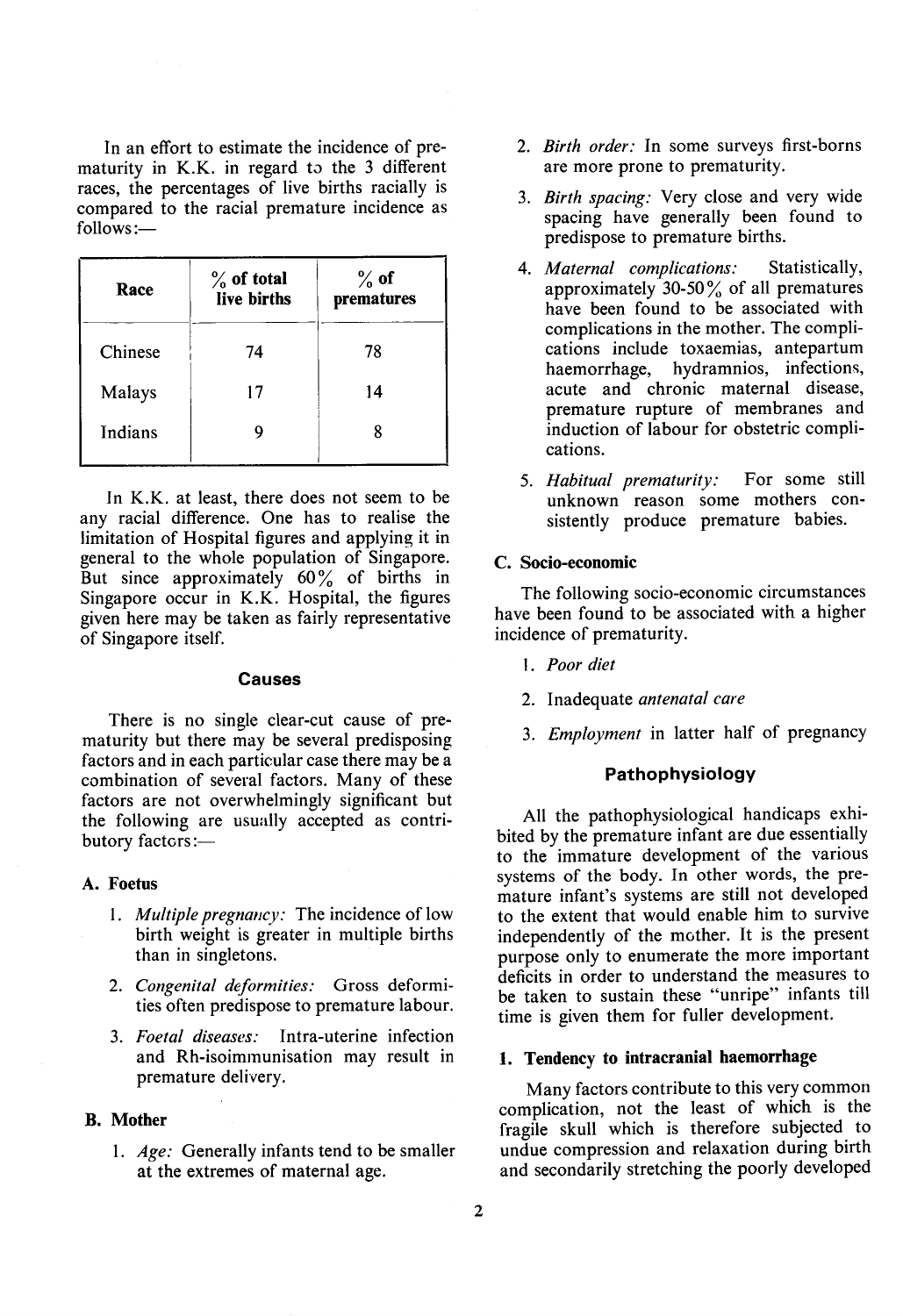In an effort to estimate the incidence of prematurity in K.K. in regard to the 3 different races, the percentages of live births racially is compared to the racial premature incidence as follows:—

| Race | % of total live births | % of premature |
| --- | --- | --- |
| Chinese | 74 | 78 |
| Malays | 17 | 14 |
| Indians | 9 | 8 |

In K.K. at least, there does not seem to be any racial difference. One has to realise the limitation of Hospital figures and applying it in general to the whole population of Singapore. But since approximately 60% of births in Singapore occur in K.K. Hospital, the figures given here may be taken as fairly representative of Singapore itself.

## Causes

There is no single clear-cut cause of prematurity but there may be several predisposing factors and in each particular case there may be a combination of several factors. Many of these factors are not overwhelmingly significant but the following are usually accepted as contributory factors:—

### A. Foetus

1. *Multiple pregnancy:* The incidence of low birth weight is greater in multiple births than in singletons.
2. *Congenital deformities:* Gross deformities often predispose to premature labour.
3. *Foetal diseases:* Intra-uterine infection and Rh-isoimmunisation may result in premature delivery.

### B. Mother

1. *Age:* Generally infants tend to be smaller at the extremes of maternal age.
2. *Birth order:* In some surveys first-borns are more prone to prematurity.
3. *Birth spacing:* Very close and very wide spacing have generally been found to predispose to premature births.
4. *Maternal complications:* Statistically, approximately 30-50% of all prematures have been found to be associated with complications in the mother. The complications include toxaemias, antepartum haemorrhage, hydramnios, infections, acute and chronic maternal disease, premature rupture of membranes and induction of labour for obstetric complications.
5. *Habitual prematurity:* For some still unknown reason some mothers consistently produce premature babies.

### C. Socio-economic

The following socio-economic circumstances have been found to be associated with a higher incidence of prematurity.

1. *Poor diet*
2. Inadequate *antenatal care*
3. *Employment* in latter half of pregnancy

## Pathophysiology

All the pathophysiological handicaps exhibited by the premature infant are due essentially to the immature development of the various systems of the body. In other words, the premature infant's systems are still not developed to the extent that would enable him to survive independently of the mother. It is the present purpose only to enumerate the more important deficits in order to understand the measures to be taken to sustain these "unripe" infants till time is given them for fuller development.

### 1. Tendency to intracranial haemorrhage

Many factors contribute to this very common complication, not the least of which is the fragile skull which is therefore subjected to undue compression and relaxation during birth and secondarily stretching the poorly developed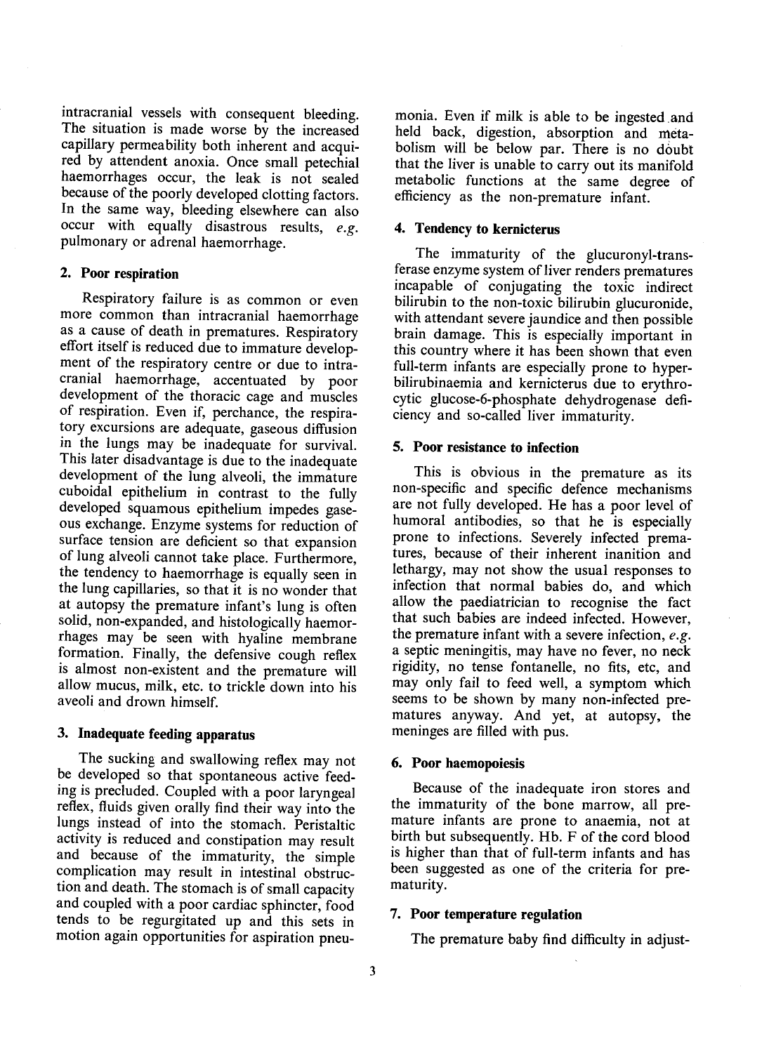intracranial vessels with consequent bleeding. The situation is made worse by the increased capillary permeability both inherent and acquired by attendent anoxia. Once small petechial haemorrhages occur, the leak is not sealed because of the poorly developed clotting factors. In the same way, bleeding elsewhere can also occur with equally disastrous results, *e.g.* pulmonary or adrenal haemorrhage.

### 2. Poor respiration

Respiratory failure is as common or even more common than intracranial haemorrhage as a cause of death in prematures. Respiratory effort itself is reduced due to immature development of the respiratory centre or due to intracranial haemorrhage, accentuated by poor development of the thoracic cage and muscles of respiration. Even if, perchance, the respiratory excursions are adequate, gaseous diffusion in the lungs may be inadequate for survival. This later disadvantage is due to the inadequate development of the lung alveoli, the immature cuboidal epithelium in contrast to the fully developed squamous epithelium impedes gaseous exchange. Enzyme systems for reduction of surface tension are deficient so that expansion of lung alveoli cannot take place. Furthermore, the tendency to haemorrhage is equally seen in the lung capillaries, so that it is no wonder that at autopsy the premature infant's lung is often solid, non-expanded, and histologically haemorrhages may be seen with hyaline membrane formation. Finally, the defensive cough reflex is almost non-existent and the premature will allow mucus, milk, etc. to trickle down into his aveoli and drown himself.

### 3. Inadequate feeding apparatus

The sucking and swallowing reflex may not be developed so that spontaneous active feeding is precluded. Coupled with a poor laryngeal reflex, fluids given orally find their way into the lungs instead of into the stomach. Peristaltic activity is reduced and constipation may result and because of the immaturity, the simple complication may result in intestinal obstruction and death. The stomach is of small capacity and coupled with a poor cardiac sphincter, food tends to be regurgitated up and this sets in motion again opportunities for aspiration pneumonia. Even if milk is able to be ingested and held back, digestion, absorption and metabolism will be below par. There is no doubt that the liver is unable to carry out its manifold metabolic functions at the same degree of efficiency as the non-premature infant.

### 4. Tendency to kernicterus

The immaturity of the glucuronyl-transferase enzyme system of liver renders prematures incapable of conjugating the toxic indirect bilirubin to the non-toxic bilirubin glucuronide, with attendant severe jaundice and then possible brain damage. This is especially important in this country where it has been shown that even full-term infants are especially prone to hyperbilirubinaemia and kernicterus due to erythrocytic glucose-6-phosphate dehydrogenase deficiency and so-called liver immaturity.

### 5. Poor resistance to infection

This is obvious in the premature as its non-specific and specific defence mechanisms are not fully developed. He has a poor level of humoral antibodies, so that he is especially prone to infections. Severely infected prematures, because of their inherent inanition and lethargy, may not show the usual responses to infection that normal babies do, and which allow the paediatrician to recognise the fact that such babies are indeed infected. However, the premature infant with a severe infection, *e.g.* a septic meningitis, may have no fever, no neck rigidity, no tense fontanelle, no fits, etc, and may only fail to feed well, a symptom which seems to be shown by many non-infected prematures anyway. And yet, at autopsy, the meninges are filled with pus.

### 6. Poor haemopoiesis

Because of the inadequate iron stores and the immaturity of the bone marrow, all premature infants are prone to anaemia, not at birth but subsequently. Hb. F of the cord blood is higher than that of full-term infants and has been suggested as one of the criteria for prematurity.

### 7. Poor temperature regulation

The premature baby find difficulty in adjust-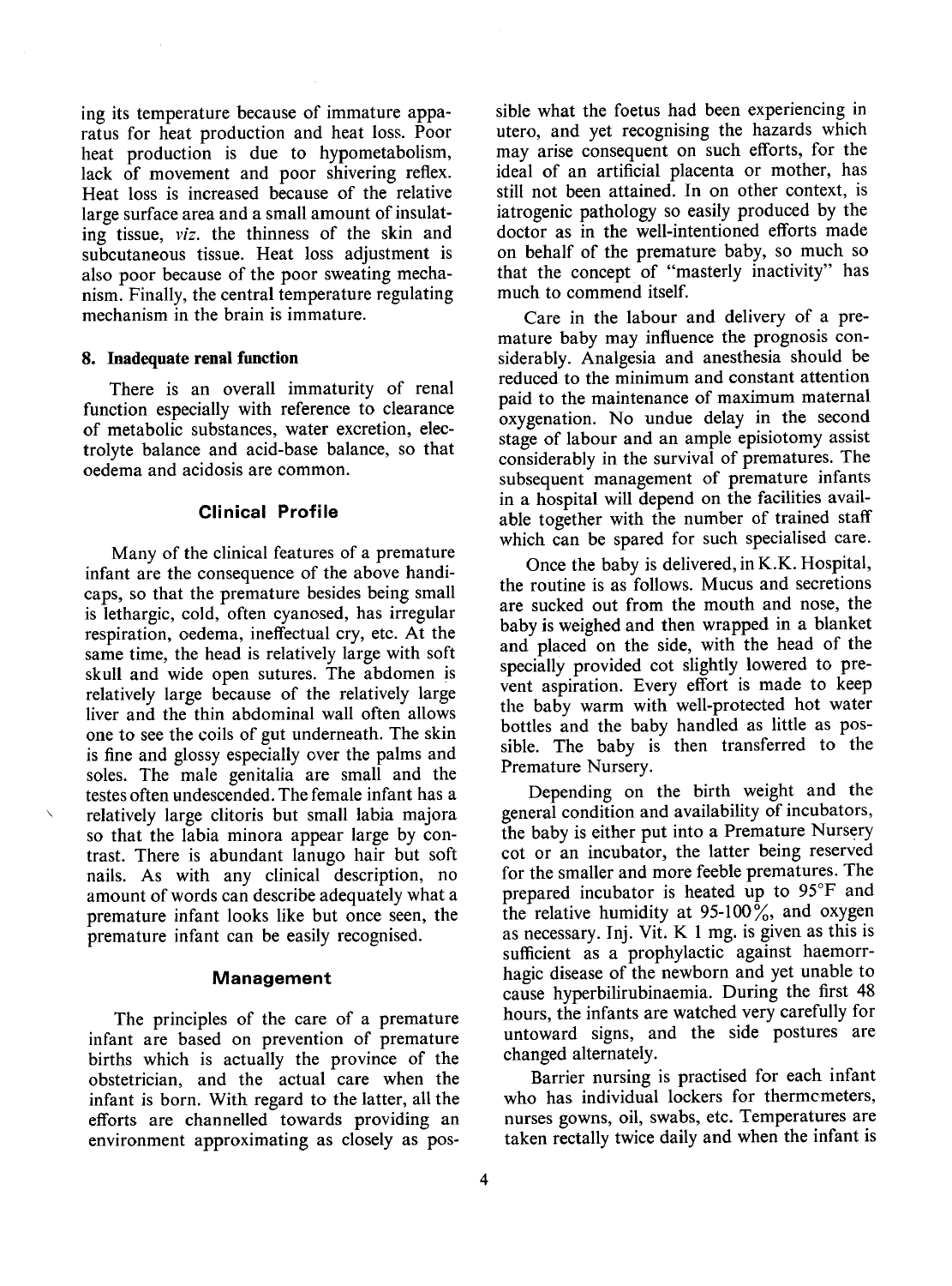ing its temperature because of immature apparatus for heat production and heat loss. Poor heat production is due to hypometabolism, lack of movement and poor shivering reflex. Heat loss is increased because of the relative large surface area and a small amount of insulating tissue, *viz.* the thinness of the skin and subcutaneous tissue. Heat loss adjustment is also poor because of the poor sweating mechanism. Finally, the central temperature regulating mechanism in the brain is immature.

### 8. Inadequate renal function

There is an overall immaturity of renal function especially with reference to clearance of metabolic substances, water excretion, electrolyte balance and acid-base balance, so that oedema and acidosis are common.

## Clinical Profile

Many of the clinical features of a premature infant are the consequence of the above handicaps, so that the premature besides being small is lethargic, cold, often cyanosed, has irregular respiration, oedema, ineffectual cry, etc. At the same time, the head is relatively large with soft skull and wide open sutures. The abdomen is relatively large because of the relatively large liver and the thin abdominal wall often allows one to see the coils of gut underneath. The skin is fine and glossy especially over the palms and soles. The male genitalia are small and the testes often undescended. The female infant has a relatively large clitoris but small labia majora so that the labia minora appear large by contrast. There is abundant lanugo hair but soft nails. As with any clinical description, no amount of words can describe adequately what a premature infant looks like but once seen, the premature infant can be easily recognised.

## Management

The principles of the care of a premature infant are based on prevention of premature births which is actually the province of the obstetrician, and the actual care when the infant is born. With regard to the latter, all the efforts are channelled towards providing an environment approximating as closely as possible what the foetus had been experiencing in utero, and yet recognising the hazards which may arise consequent on such efforts, for the ideal of an artificial placenta or mother, has still not been attained. In on other context, is iatrogenic pathology so easily produced by the doctor as in the well-intentioned efforts made on behalf of the premature baby, so much so that the concept of "masterly inactivity" has much to commend itself.

Care in the labour and delivery of a premature baby may influence the prognosis considerably. Analgesia and anesthesia should be reduced to the minimum and constant attention paid to the maintenance of maximum maternal oxygenation. No undue delay in the second stage of labour and an ample episiotomy assist considerably in the survival of prematures. The subsequent management of premature infants in a hospital will depend on the facilities available together with the number of trained staff which can be spared for such specialised care.

Once the baby is delivered, in K.K. Hospital, the routine is as follows. Mucus and secretions are sucked out from the mouth and nose, the baby is weighed and then wrapped in a blanket and placed on the side, with the head of the specially provided cot slightly lowered to prevent aspiration. Every effort is made to keep the baby warm with well-protected hot water bottles and the baby handled as little as possible. The baby is then transferred to the Premature Nursery.

Depending on the birth weight and the general condition and availability of incubators, the baby is either put into a Premature Nursery cot or an incubator, the latter being reserved for the smaller and more feeble prematures. The prepared incubator is heated up to 95°F and the relative humidity at 95-100%, and oxygen as necessary. Inj. Vit. K 1 mg. is given as this is sufficient as a prophylactic against haemorrhagic disease of the newborn and yet unable to cause hyperbilirubinaemia. During the first 48 hours, the infants are watched very carefully for untoward signs, and the side postures are changed alternately.

Barrier nursing is practised for each infant who has individual lockers for thermometers, nurses gowns, oil, swabs, etc. Temperatures are taken rectally twice daily and when the infant is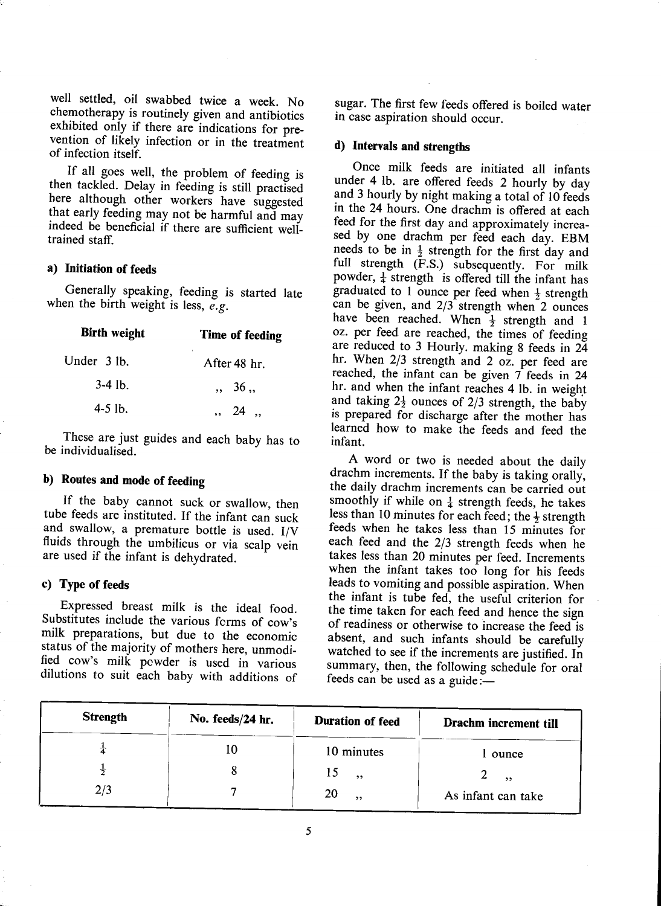well settled, oil swabbed twice a week. No chemotherapy is routinely given and antibiotics exhibited only if there are indications for prevention of likely infection or in the treatment of infection itself.

If all goes well, the problem of feeding is then tackled. Delay in feeding is still practised here although other workers have suggested that early feeding may not be harmful and may indeed be beneficial if there are sufficient well-trained staff.

### a) Initiation of feeds

Generally speaking, feeding is started late when the birth weight is less, *e.g.*

| Birth weight | Time of feeding |
|---|---|
| Under 3 lb. | After 48 hr. |
| 3-4 lb. | ,, 36 ,, |
| 4-5 lb. | ,, 24 ,, |

These are just guides and each baby has to be individualised.

### b) Routes and mode of feeding

If the baby cannot suck or swallow, then tube feeds are instituted. If the infant can suck and swallow, a premature bottle is used. I/V fluids through the umbilicus or via scalp vein are used if the infant is dehydrated.

### c) Type of feeds

Expressed breast milk is the ideal food. Substitutes include the various forms of cow's milk preparations, but due to the economic status of the majority of mothers here, unmodified cow's milk powder is used in various dilutions to suit each baby with additions of sugar. The first few feeds offered is boiled water in case aspiration should occur.

### d) Intervals and strengths

Once milk feeds are initiated all infants under 4 lb. are offered feeds 2 hourly by day and 3 hourly by night making a total of 10 feeds in the 24 hours. One drachm is offered at each feed for the first day and approximately increased by one drachm per feed each day. EBM needs to be in ½ strength for the first day and full strength (F.S.) subsequently. For milk powder, ¼ strength is offered till the infant has graduated to 1 ounce per feed when ½ strength can be given, and 2/3 strength when 2 ounces have been reached. When ½ strength and 1 oz. per feed are reached, the times of feeding are reduced to 3 Hourly. making 8 feeds in 24 hr. When 2/3 strength and 2 oz. per feed are reached, the infant can be given 7 feeds in 24 hr. and when the infant reaches 4 lb. in weight and taking 2½ ounces of 2/3 strength, the baby is prepared for discharge after the mother has learned how to make the feeds and feed the infant.

A word or two is needed about the daily drachm increments. If the baby is taking orally, the daily drachm increments can be carried out smoothly if while on ¼ strength feeds, he takes less than 10 minutes for each feed; the ½ strength feeds when he takes less than 15 minutes for each feed and the 2/3 strength feeds when he takes less than 20 minutes per feed. Increments when the infant takes too long for his feeds leads to vomiting and possible aspiration. When the infant is tube fed, the useful criterion for the time taken for each feed and hence the sign of readiness or otherwise to increase the feed is absent, and such infants should be carefully watched to see if the increments are justified. In summary, then, the following schedule for oral feeds can be used as a guide:—

| Strength | No. feeds/24 hr. | Duration of feed | Drachm increment till |
|---|---|---|---|
| ¼ | 10 | 10 minutes | 1 ounce |
| ½ | 8 | 15 ,, | 2 ,, |
| 2/3 | 7 | 20 ,, | As infant can take |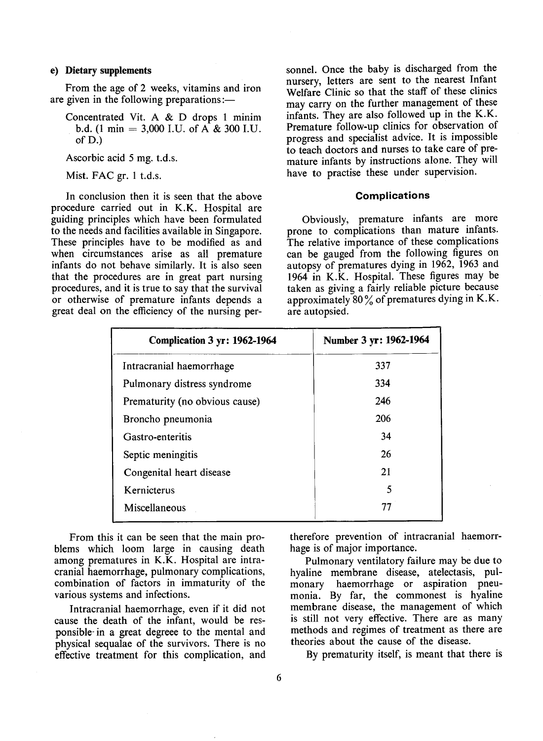#### e) Dietary supplements

From the age of 2 weeks, vitamins and iron are given in the following preparations:—

Concentrated Vit. A & D drops 1 minim b.d. (1 min = 3,000 I.U. of A & 300 I.U. of D.)

Ascorbic acid 5 mg. t.d.s.

Mist. FAC gr. 1 t.d.s.

In conclusion then it is seen that the above procedure carried out in K.K. Hospital are guiding principles which have been formulated to the needs and facilities available in Singapore. These principles have to be modified as and when circumstances arise as all premature infants do not behave similarly. It is also seen that the procedures are in great part nursing procedures, and it is true to say that the survival or otherwise of premature infants depends a great deal on the efficiency of the nursing personnel. Once the baby is discharged from the nursery, letters are sent to the nearest Infant Welfare Clinic so that the staff of these clinics may carry on the further management of these infants. They are also followed up in the K.K. Premature follow-up clinics for observation of progress and specialist advice. It is impossible to teach doctors and nurses to take care of premature infants by instructions alone. They will have to practise these under supervision.

## Complications

Obviously, premature infants are more prone to complications than mature infants. The relative importance of these complications can be gauged from the following figures on autopsy of prematures dying in 1962, 1963 and 1964 in K.K. Hospital. These figures may be taken as giving a fairly reliable picture because approximately 80% of prematures dying in K.K. are autopsied.

| Complication 3 yr: 1962-1964 | Number 3 yr: 1962-1964 |
|---|---|
| Intracranial haemorrhage | 337 |
| Pulmonary distress syndrome | 334 |
| Prematurity (no obvious cause) | 246 |
| Broncho pneumonia | 206 |
| Gastro-enteritis | 34 |
| Septic meningitis | 26 |
| Congenital heart disease | 21 |
| Kernicterus | 5 |
| Miscellaneous | 77 |

From this it can be seen that the main problems which loom large in causing death among prematures in K.K. Hospital are intracranial haemorrhage, pulmonary complications, combination of factors in immaturity of the various systems and infections.

Intracranial haemorrhage, even if it did not cause the death of the infant, would be responsible in a great degreee to the mental and physical sequalae of the survivors. There is no effective treatment for this complication, and therefore prevention of intracranial haemorrhage is of major importance.

Pulmonary ventilatory failure may be due to hyaline membrane disease, atelectasis, pulmonary haemorrhage or aspiration pneumonia. By far, the commonest is hyaline membrane disease, the management of which is still not very effective. There are as many methods and regimes of treatment as there are theories about the cause of the disease.

By prematurity itself, is meant that there is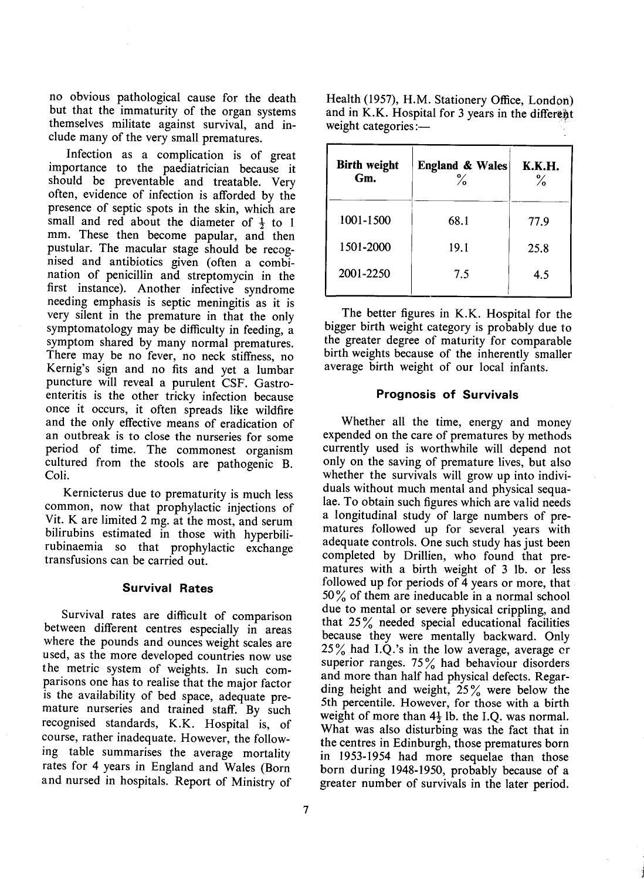no obvious pathological cause for the death but that the immaturity of the organ systems themselves militate against survival, and include many of the very small prematures.

Infection as a complication is of great importance to the paediatrician because it should be preventable and treatable. Very often, evidence of infection is afforded by the presence of septic spots in the skin, which are small and red about the diameter of ½ to 1 mm. These then become papular, and then pustular. The macular stage should be recognised and antibiotics given (often a combination of penicillin and streptomycin in the first instance). Another infective syndrome needing emphasis is septic meningitis as it is very silent in the premature in that the only symptomatology may be difficulty in feeding, a symptom shared by many normal prematures. There may be no fever, no neck stiffness, no Kernig's sign and no fits and yet a lumbar puncture will reveal a purulent CSF. Gastroenteritis is the other tricky infection because once it occurs, it often spreads like wildfire and the only effective means of eradication of an outbreak is to close the nurseries for some period of time. The commonest organism cultured from the stools are pathogenic B. Coli.

Kernicterus due to prematurity is much less common, now that prophylactic injections of Vit. K are limited 2 mg. at the most, and serum bilirubins estimated in those with hyperbilirubinaemia so that prophylactic exchange transfusions can be carried out.

### Survival Rates

Survival rates are difficult of comparison between different centres especially in areas where the pounds and ounces weight scales are used, as the more developed countries now use the metric system of weights. In such comparisons one has to realise that the major factor is the availability of bed space, adequate premature nurseries and trained staff. By such recognised standards, K.K. Hospital is, of course, rather inadequate. However, the following table summarises the average mortality rates for 4 years in England and Wales (Born and nursed in hospitals. Report of Ministry of Health (1957), H.M. Stationery Office, London) and in K.K. Hospital for 3 years in the different weight categories:—

| Birth weight Gm. | England & Wales % | K.K.H. % |
|---|---|---|
| 1001-1500 | 68.1 | 77.9 |
| 1501-2000 | 19.1 | 25.8 |
| 2001-2250 | 7.5 | 4.5 |

The better figures in K.K. Hospital for the bigger birth weight category is probably due to the greater degree of maturity for comparable birth weights because of the inherently smaller average birth weight of our local infants.

### Prognosis of Survivals

Whether all the time, energy and money expended on the care of prematures by methods currently used is worthwhile will depend not only on the saving of premature lives, but also whether the survivals will grow up into individuals without much mental and physical sequalae. To obtain such figures which are valid needs a longitudinal study of large numbers of prematures followed up for several years with adequate controls. One such study has just been completed by Drillien, who found that prematures with a birth weight of 3 lb. or less followed up for periods of 4 years or more, that 50% of them are ineducable in a normal school due to mental or severe physical crippling, and that 25% needed special educational facilities because they were mentally backward. Only 25% had I.Q.'s in the low average, average or superior ranges. 75% had behaviour disorders and more than half had physical defects. Regarding height and weight, 25% were below the 5th percentile. However, for those with a birth weight of more than 4½ lb. the I.Q. was normal. What was also disturbing was the fact that in the centres in Edinburgh, those prematures born in 1953-1954 had more sequelae than those born during 1948-1950, probably because of a greater number of survivals in the later period.